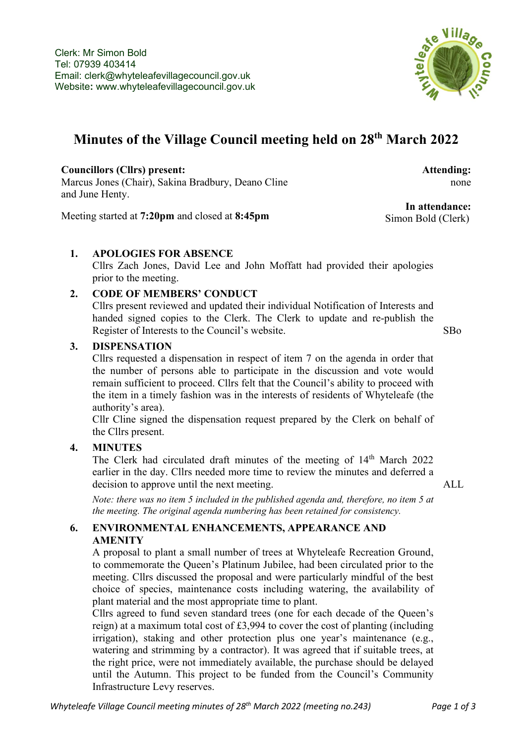Clerk: Mr Simon Bold
Tel: 07939 403414
Email: clerk@whyteleafevillagecouncil.gov.uk
Website: www.whyteleafevillagecouncil.gov.uk

# Minutes of the Village Council meeting held on 28th March 2022

**Councillors (Cllrs) present:**
Marcus Jones (Chair), Sakina Bradbury, Deano Cline and June Henty.

**Attending:**
none

**In attendance:**
Simon Bold (Clerk)

Meeting started at **7:20pm** and closed at **8:45pm**

## 1. APOLOGIES FOR ABSENCE

Cllrs Zach Jones, David Lee and John Moffatt had provided their apologies prior to the meeting.

## 2. CODE OF MEMBERS' CONDUCT

Cllrs present reviewed and updated their individual Notification of Interests and handed signed copies to the Clerk. The Clerk to update and re-publish the Register of Interests to the Council's website. **SBo**

## 3. DISPENSATION

Cllrs requested a dispensation in respect of item 7 on the agenda in order that the number of persons able to participate in the discussion and vote would remain sufficient to proceed. Cllrs felt that the Council's ability to proceed with the item in a timely fashion was in the interests of residents of Whyteleafe (the authority's area).

Cllr Cline signed the dispensation request prepared by the Clerk on behalf of the Cllrs present.

## 4. MINUTES

The Clerk had circulated draft minutes of the meeting of 14th March 2022 earlier in the day. Cllrs needed more time to review the minutes and deferred a decision to approve until the next meeting. **ALL**

*Note: there was no item 5 included in the published agenda and, therefore, no item 5 at the meeting. The original agenda numbering has been retained for consistency.*

## 6. ENVIRONMENTAL ENHANCEMENTS, APPEARANCE AND AMENITY

A proposal to plant a small number of trees at Whyteleafe Recreation Ground, to commemorate the Queen's Platinum Jubilee, had been circulated prior to the meeting. Cllrs discussed the proposal and were particularly mindful of the best choice of species, maintenance costs including watering, the availability of plant material and the most appropriate time to plant.

Cllrs agreed to fund seven standard trees (one for each decade of the Queen's reign) at a maximum total cost of £3,994 to cover the cost of planting (including irrigation), staking and other protection plus one year's maintenance (e.g., watering and strimming by a contractor). It was agreed that if suitable trees, at the right price, were not immediately available, the purchase should be delayed until the Autumn. This project to be funded from the Council's Community Infrastructure Levy reserves.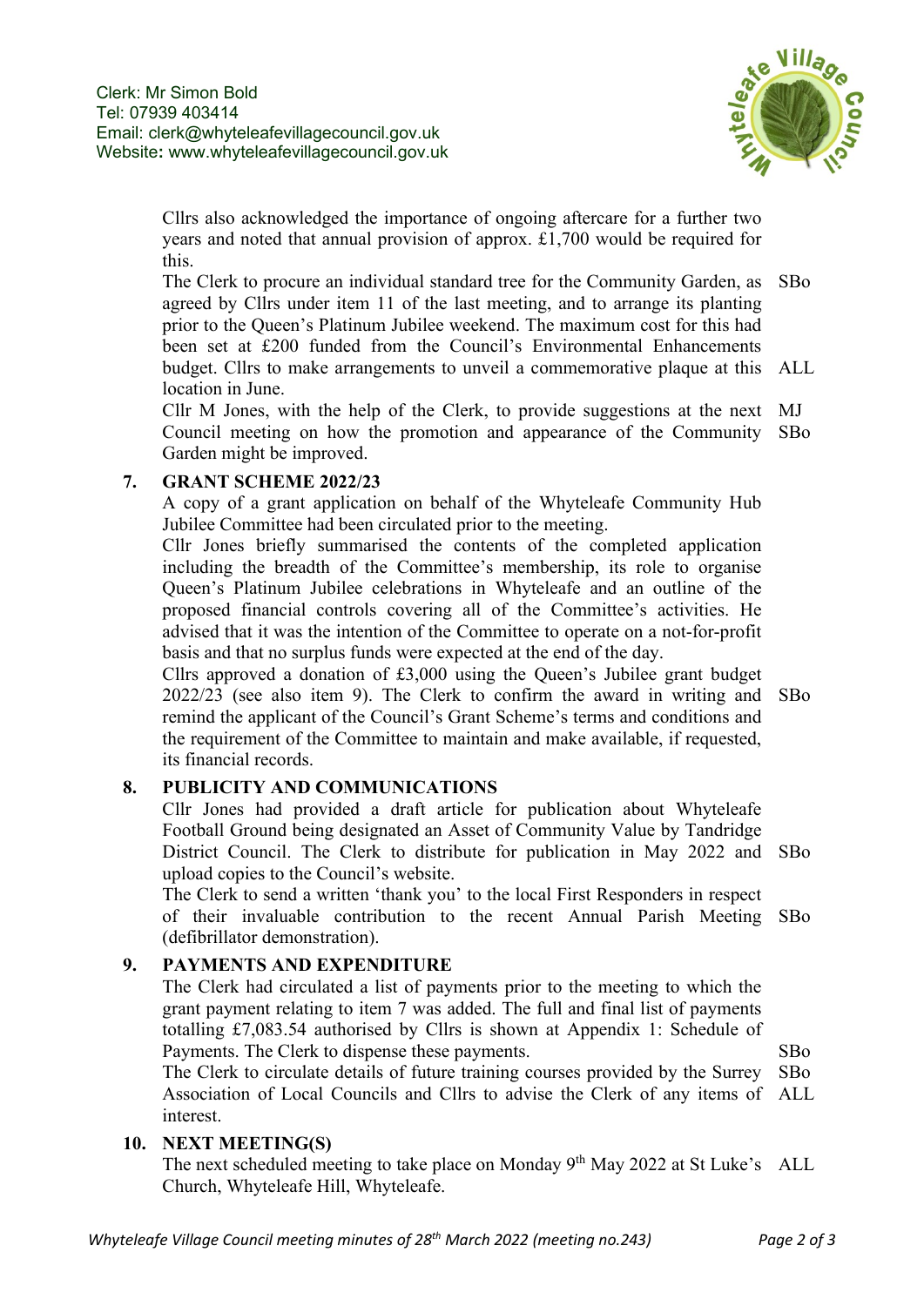Cllrs also acknowledged the importance of ongoing aftercare for a further two years and noted that annual provision of approx. £1,700 would be required for this.

| | |
|---|---|
| The Clerk to procure an individual standard tree for the Community Garden, as agreed by Cllrs under item 11 of the last meeting, and to arrange its planting prior to the Queen's Platinum Jubilee weekend. The maximum cost for this had been set at £200 funded from the Council's Environmental Enhancements budget. Cllrs to make arrangements to unveil a commemorative plaque at this location in June. | SBo<br>ALL |
| Cllr M Jones, with the help of the Clerk, to provide suggestions at the next Council meeting on how the promotion and appearance of the Community Garden might be improved. | MJ<br>SBo |

## 7. GRANT SCHEME 2022/23

A copy of a grant application on behalf of the Whyteleafe Community Hub Jubilee Committee had been circulated prior to the meeting.

Cllr Jones briefly summarised the contents of the completed application including the breadth of the Committee's membership, its role to organise Queen's Platinum Jubilee celebrations in Whyteleafe and an outline of the proposed financial controls covering all of the Committee's activities. He advised that it was the intention of the Committee to operate on a not-for-profit basis and that no surplus funds were expected at the end of the day.

| | |
|---|---|
| Cllrs approved a donation of £3,000 using the Queen's Jubilee grant budget 2022/23 (see also item 9). The Clerk to confirm the award in writing and remind the applicant of the Council's Grant Scheme's terms and conditions and the requirement of the Committee to maintain and make available, if requested, its financial records. | SBo |

## 8. PUBLICITY AND COMMUNICATIONS

| | |
|---|---|
| Cllr Jones had provided a draft article for publication about Whyteleafe Football Ground being designated an Asset of Community Value by Tandridge District Council. The Clerk to distribute for publication in May 2022 and upload copies to the Council's website. | SBo |
| The Clerk to send a written 'thank you' to the local First Responders in respect of their invaluable contribution to the recent Annual Parish Meeting (defibrillator demonstration). | SBo |

## 9. PAYMENTS AND EXPENDITURE

| | |
|---|---|
| The Clerk had circulated a list of payments prior to the meeting to which the grant payment relating to item 7 was added. The full and final list of payments totalling £7,083.54 authorised by Cllrs is shown at Appendix 1: Schedule of Payments. The Clerk to dispense these payments. | SBo |
| The Clerk to circulate details of future training courses provided by the Surrey Association of Local Councils and Cllrs to advise the Clerk of any items of interest. | SBo<br>ALL |

## 10. NEXT MEETING(S)

| | |
|---|---|
| The next scheduled meeting to take place on Monday 9th May 2022 at St Luke's Church, Whyteleafe Hill, Whyteleafe. | ALL |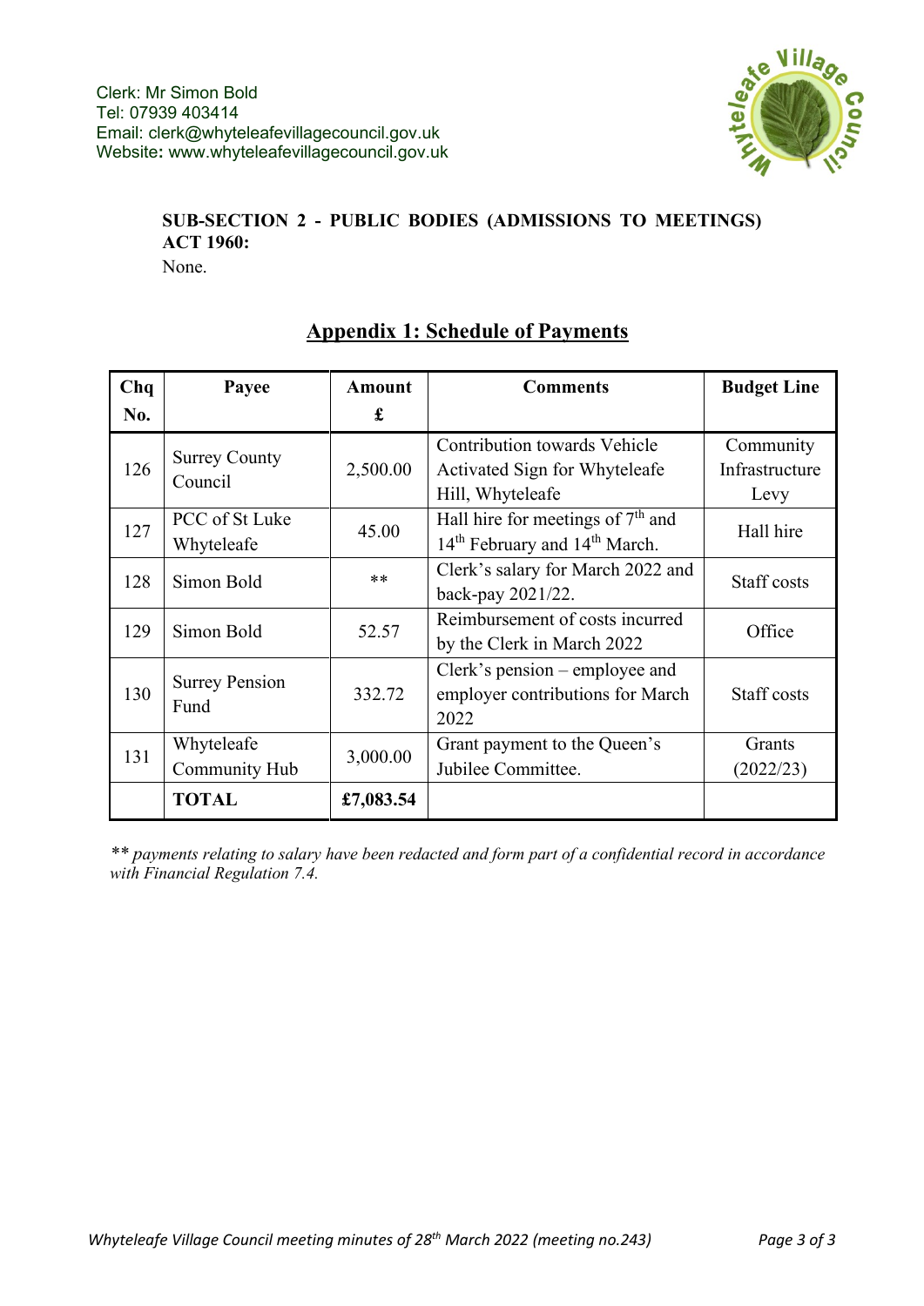Clerk: Mr Simon Bold
Tel: 07939 403414
Email: clerk@whyteleafevillagecouncil.gov.uk
Website: www.whyteleafevillagecouncil.gov.uk

**SUB-SECTION 2 - PUBLIC BODIES (ADMISSIONS TO MEETINGS) ACT 1960:**
None.

## Appendix 1: Schedule of Payments

| Chq No. | Payee | Amount £ | Comments | Budget Line |
|---|---|---|---|---|
| 126 | Surrey County Council | 2,500.00 | Contribution towards Vehicle Activated Sign for Whyteleafe Hill, Whyteleafe | Community Infrastructure Levy |
| 127 | PCC of St Luke Whyteleafe | 45.00 | Hall hire for meetings of 7th and 14th February and 14th March. | Hall hire |
| 128 | Simon Bold | ** | Clerk's salary for March 2022 and back-pay 2021/22. | Staff costs |
| 129 | Simon Bold | 52.57 | Reimbursement of costs incurred by the Clerk in March 2022 | Office |
| 130 | Surrey Pension Fund | 332.72 | Clerk's pension – employee and employer contributions for March 2022 | Staff costs |
| 131 | Whyteleafe Community Hub | 3,000.00 | Grant payment to the Queen's Jubilee Committee. | Grants (2022/23) |
| | **TOTAL** | **£7,083.54** | | |

*** payments relating to salary have been redacted and form part of a confidential record in accordance with Financial Regulation 7.4.*

*Whyteleafe Village Council meeting minutes of 28th March 2022 (meeting no.243)*